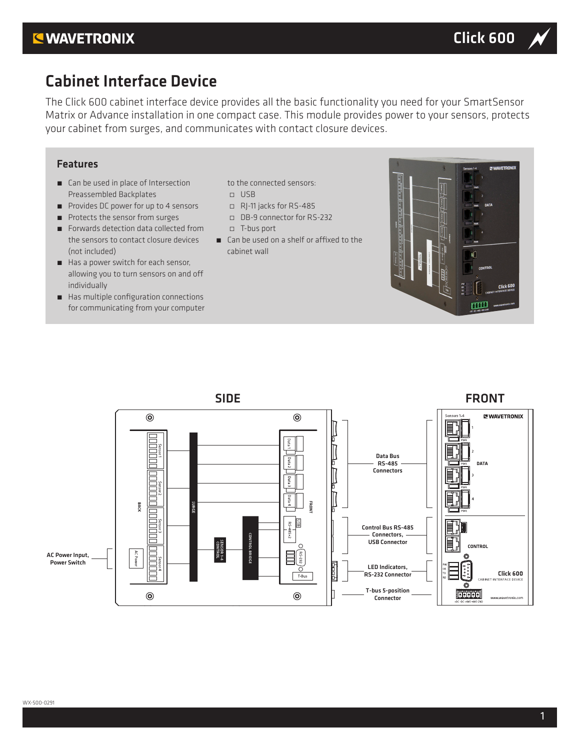# Cabinet Interface Device

The Click 600 cabinet interface device provides all the basic functionality you need for your SmartSensor Matrix or Advance installation in one compact case. This module provides power to your sensors, protects your cabinet from surges, and communicates with contact closure devices.

## Features

- Can be used in place of Intersection Preassembled Backplates
- Provides DC power for up to 4 sensors
- Protects the sensor from surges
- Forwards detection data collected from the sensors to contact closure devices (not included)
- Has a power switch for each sensor, allowing you to turn sensors on and off individually
- Has multiple configuration connections for communicating from your computer to the connected sensors:
  - USB
  - RJ-11 jacks for RS-485
  - DB-9 connector for RS-232
  - T-bus port
- Can be used on a shelf or affixed to the cabinet wall

SIDE

FRONT

- AC Power Input, Power Switch
- Data Bus RS-485 Connectors
- Control Bus RS-485 Connectors, USB Connector
- LED Indicators, RS-232 Connector
- T-bus 5-position Connector

WX-500-0291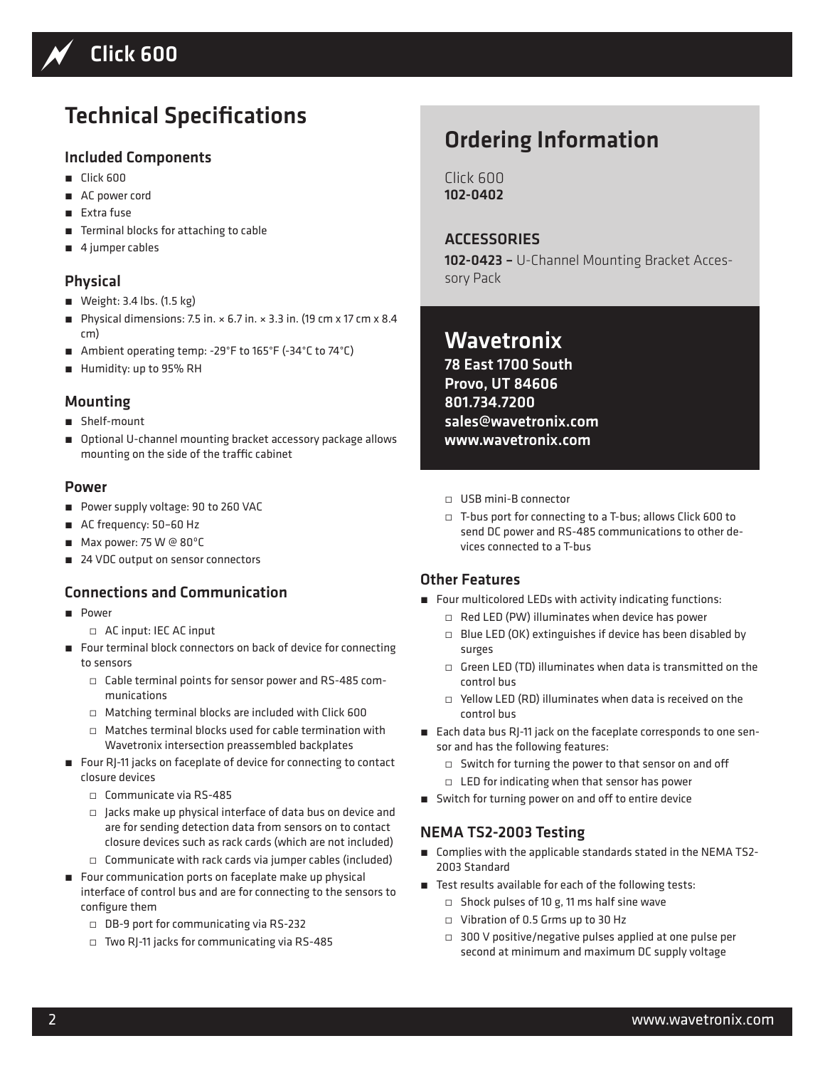# Technical Specifications

## Included Components

- Click 600
- AC power cord
- Extra fuse
- Terminal blocks for attaching to cable
- 4 jumper cables

## Physical

- Weight: 3.4 lbs. (1.5 kg)
- Physical dimensions: 7.5 in. × 6.7 in. × 3.3 in. (19 cm x 17 cm x 8.4 cm)
- Ambient operating temp: -29°F to 165°F (-34°C to 74°C)
- Humidity: up to 95% RH

## Mounting

- Shelf-mount
- Optional U-channel mounting bracket accessory package allows mounting on the side of the traffic cabinet

## Power

- Power supply voltage: 90 to 260 VAC
- AC frequency: 50–60 Hz
- Max power: 75 W @ 80°C
- 24 VDC output on sensor connectors

## Connections and Communication

- Power
  - AC input: IEC AC input
- Four terminal block connectors on back of device for connecting to sensors
  - Cable terminal points for sensor power and RS-485 communications
  - Matching terminal blocks are included with Click 600
  - Matches terminal blocks used for cable termination with Wavetronix intersection preassembled backplates
- Four RJ-11 jacks on faceplate of device for connecting to contact closure devices
  - Communicate via RS-485
  - Jacks make up physical interface of data bus on device and are for sending detection data from sensors on to contact closure devices such as rack cards (which are not included)
  - Communicate with rack cards via jumper cables (included)
- Four communication ports on faceplate make up physical interface of control bus and are for connecting to the sensors to configure them
  - DB-9 port for communicating via RS-232
  - Two RJ-11 jacks for communicating via RS-485
  - USB mini-B connector
  - T-bus port for connecting to a T-bus; allows Click 600 to send DC power and RS-485 communications to other devices connected to a T-bus

## Other Features

- Four multicolored LEDs with activity indicating functions:
  - Red LED (PW) illuminates when device has power
  - Blue LED (OK) extinguishes if device has been disabled by surges
  - Green LED (TD) illuminates when data is transmitted on the control bus
  - Yellow LED (RD) illuminates when data is received on the control bus
- Each data bus RJ-11 jack on the faceplate corresponds to one sensor and has the following features:
  - Switch for turning the power to that sensor on and off
  - LED for indicating when that sensor has power
- Switch for turning power on and off to entire device

## NEMA TS2-2003 Testing

- Complies with the applicable standards stated in the NEMA TS2-2003 Standard
- Test results available for each of the following tests:
  - Shock pulses of 10 g, 11 ms half sine wave
  - Vibration of 0.5 Grms up to 30 Hz
  - 300 V positive/negative pulses applied at one pulse per second at minimum and maximum DC supply voltage

# Ordering Information

Click 600
**102-0402**

## ACCESSORIES

**102-0423 –** U-Channel Mounting Bracket Accessory Pack

## Wavetronix

**78 East 1700 South**
**Provo, UT 84606**
**801.734.7200**
**sales@wavetronix.com**
**www.wavetronix.com**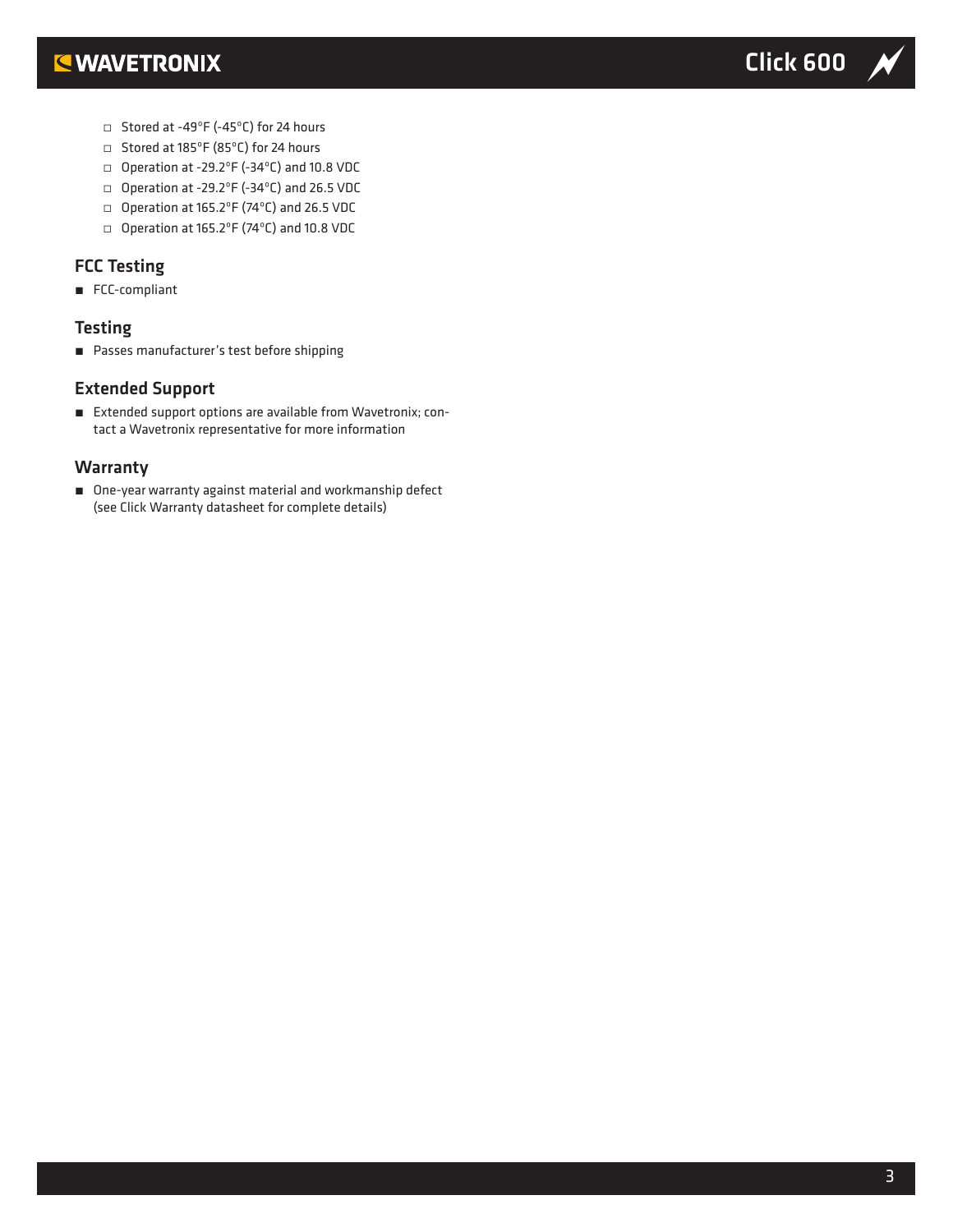- Stored at -49°F (-45°C) for 24 hours
- Stored at 185°F (85°C) for 24 hours
- Operation at -29.2°F (-34°C) and 10.8 VDC
- Operation at -29.2°F (-34°C) and 26.5 VDC
- Operation at 165.2°F (74°C) and 26.5 VDC
- Operation at 165.2°F (74°C) and 10.8 VDC

## FCC Testing

- FCC-compliant

## Testing

- Passes manufacturer's test before shipping

## Extended Support

- Extended support options are available from Wavetronix; contact a Wavetronix representative for more information

## Warranty

- One-year warranty against material and workmanship defect (see Click Warranty datasheet for complete details)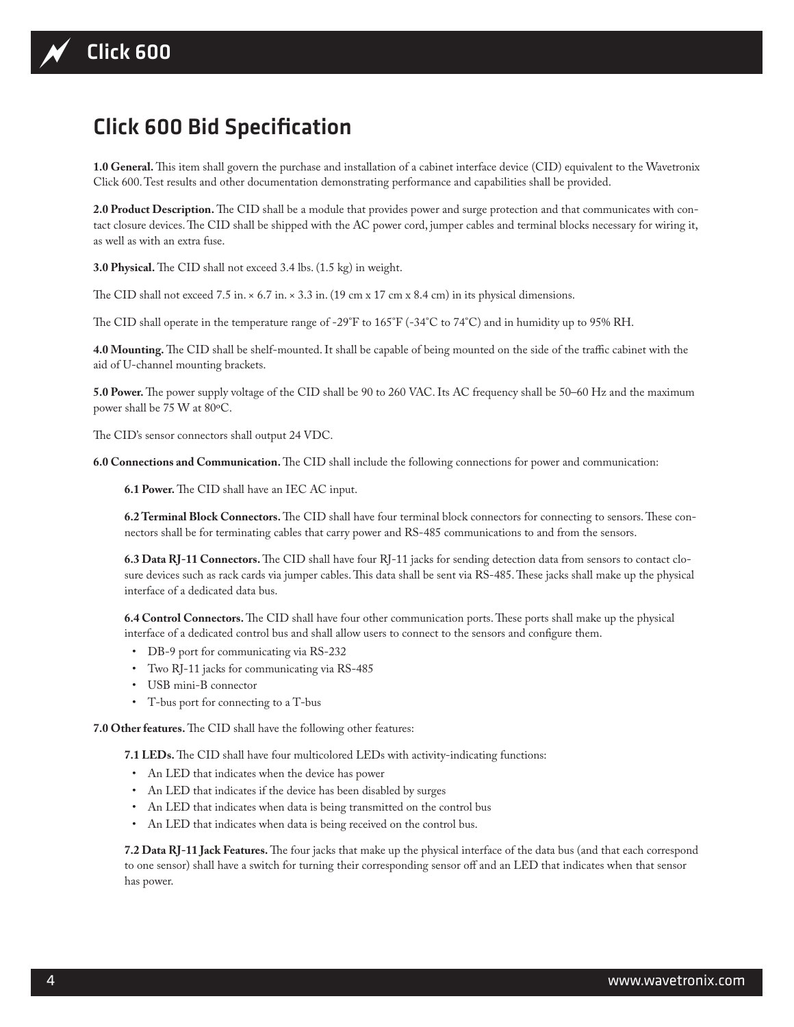# Click 600 Bid Specification

**1.0 General.** This item shall govern the purchase and installation of a cabinet interface device (CID) equivalent to the Wavetronix Click 600. Test results and other documentation demonstrating performance and capabilities shall be provided.

**2.0 Product Description.** The CID shall be a module that provides power and surge protection and that communicates with contact closure devices. The CID shall be shipped with the AC power cord, jumper cables and terminal blocks necessary for wiring it, as well as with an extra fuse.

**3.0 Physical.** The CID shall not exceed 3.4 lbs. (1.5 kg) in weight.

The CID shall not exceed 7.5 in. × 6.7 in. × 3.3 in. (19 cm x 17 cm x 8.4 cm) in its physical dimensions.

The CID shall operate in the temperature range of -29°F to 165°F (-34°C to 74°C) and in humidity up to 95% RH.

**4.0 Mounting.** The CID shall be shelf-mounted. It shall be capable of being mounted on the side of the traffic cabinet with the aid of U-channel mounting brackets.

**5.0 Power.** The power supply voltage of the CID shall be 90 to 260 VAC. Its AC frequency shall be 50–60 Hz and the maximum power shall be 75 W at 80ºC.

The CID's sensor connectors shall output 24 VDC.

**6.0 Connections and Communication.** The CID shall include the following connections for power and communication:

**6.1 Power.** The CID shall have an IEC AC input.

**6.2 Terminal Block Connectors.** The CID shall have four terminal block connectors for connecting to sensors. These connectors shall be for terminating cables that carry power and RS-485 communications to and from the sensors.

**6.3 Data RJ-11 Connectors.** The CID shall have four RJ-11 jacks for sending detection data from sensors to contact closure devices such as rack cards via jumper cables. This data shall be sent via RS-485. These jacks shall make up the physical interface of a dedicated data bus.

**6.4 Control Connectors.** The CID shall have four other communication ports. These ports shall make up the physical interface of a dedicated control bus and shall allow users to connect to the sensors and configure them.

- DB-9 port for communicating via RS-232
- Two RJ-11 jacks for communicating via RS-485
- USB mini-B connector
- T-bus port for connecting to a T-bus

**7.0 Other features.** The CID shall have the following other features:

**7.1 LEDs.** The CID shall have four multicolored LEDs with activity-indicating functions:

- An LED that indicates when the device has power
- An LED that indicates if the device has been disabled by surges
- An LED that indicates when data is being transmitted on the control bus
- An LED that indicates when data is being received on the control bus.

**7.2 Data RJ-11 Jack Features.** The four jacks that make up the physical interface of the data bus (and that each correspond to one sensor) shall have a switch for turning their corresponding sensor off and an LED that indicates when that sensor has power.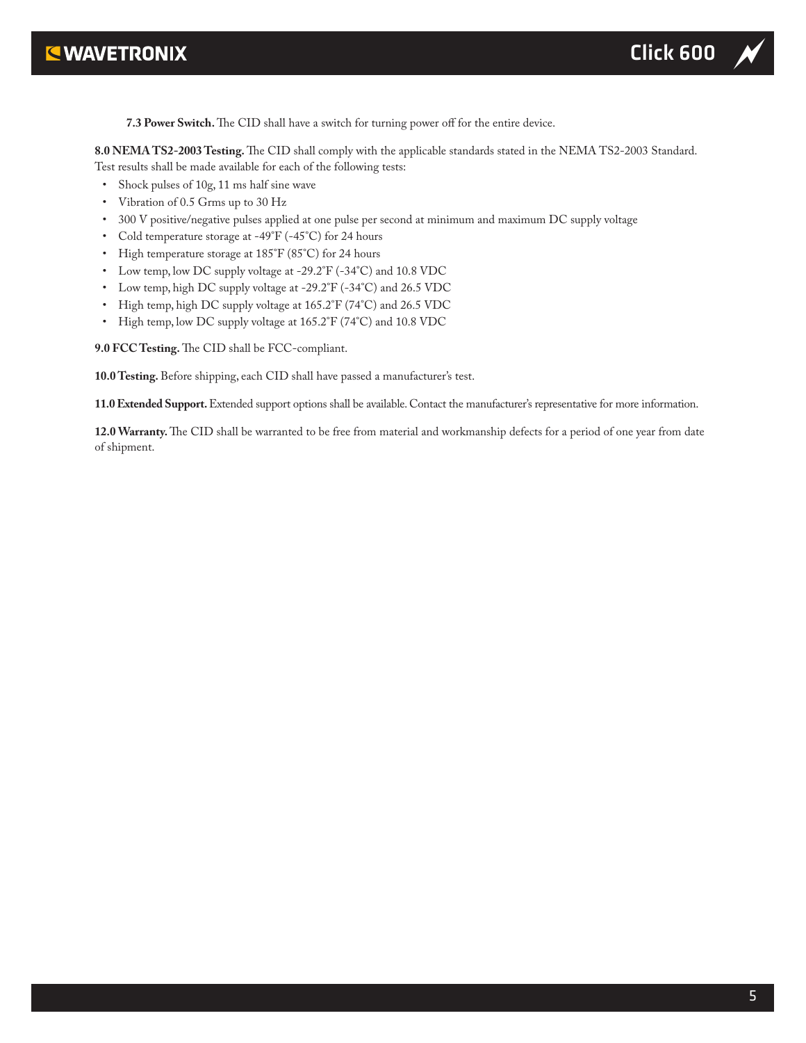**7.3 Power Switch.** The CID shall have a switch for turning power off for the entire device.

**8.0 NEMA TS2-2003 Testing.** The CID shall comply with the applicable standards stated in the NEMA TS2-2003 Standard. Test results shall be made available for each of the following tests:

- Shock pulses of 10g, 11 ms half sine wave
- Vibration of 0.5 Grms up to 30 Hz
- 300 V positive/negative pulses applied at one pulse per second at minimum and maximum DC supply voltage
- Cold temperature storage at -49°F (-45°C) for 24 hours
- High temperature storage at 185°F (85°C) for 24 hours
- Low temp, low DC supply voltage at -29.2°F (-34°C) and 10.8 VDC
- Low temp, high DC supply voltage at -29.2°F (-34°C) and 26.5 VDC
- High temp, high DC supply voltage at 165.2°F (74°C) and 26.5 VDC
- High temp, low DC supply voltage at 165.2°F (74°C) and 10.8 VDC

**9.0 FCC Testing.** The CID shall be FCC-compliant.

**10.0 Testing.** Before shipping, each CID shall have passed a manufacturer's test.

**11.0 Extended Support.** Extended support options shall be available. Contact the manufacturer's representative for more information.

**12.0 Warranty.** The CID shall be warranted to be free from material and workmanship defects for a period of one year from date of shipment.